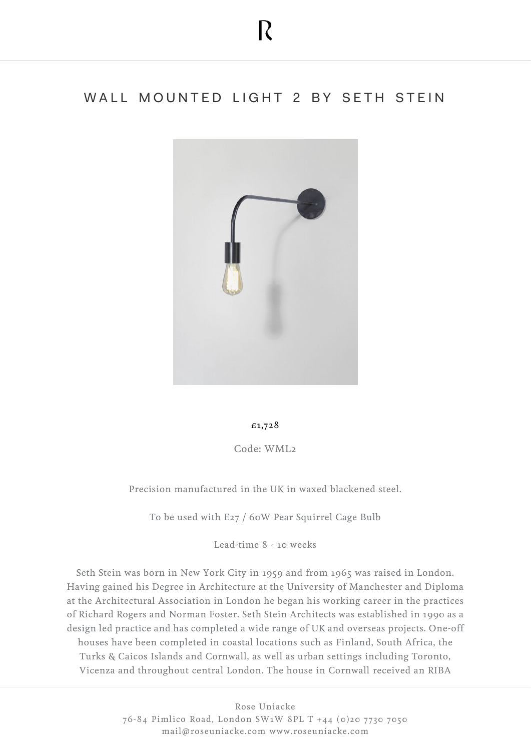# WALL MOUNTED LIGHT 2 BY SETH STEIN

£1,728

Code: WML2

Precision manufactured in the UK in waxed blackened steel.

To be used with E27 / 60W Pear Squirrel Cage Bulb

Lead-time 8 - 10 weeks

Seth Stein was born in New York City in 1959 and from 1965 was raised in London. Having gained his Degree in Architecture at the University of Manchester and Diploma at the Architectural Association in London he began his working career in the practices of Richard Rogers and Norman Foster. Seth Stein Architects was established in 1990 as a design led practice and has completed a wide range of UK and overseas projects. One-off houses have been completed in coastal locations such as Finland, South Africa, the Turks & Caicos Islands and Cornwall, as well as urban settings including Toronto, Vicenza and throughout central London. The house in Cornwall received an RIBA

Rose Uniacke
76-84 Pimlico Road, London SW1W 8PL T +44 (0)20 7730 7050
mail@roseuniacke.com www.roseuniacke.com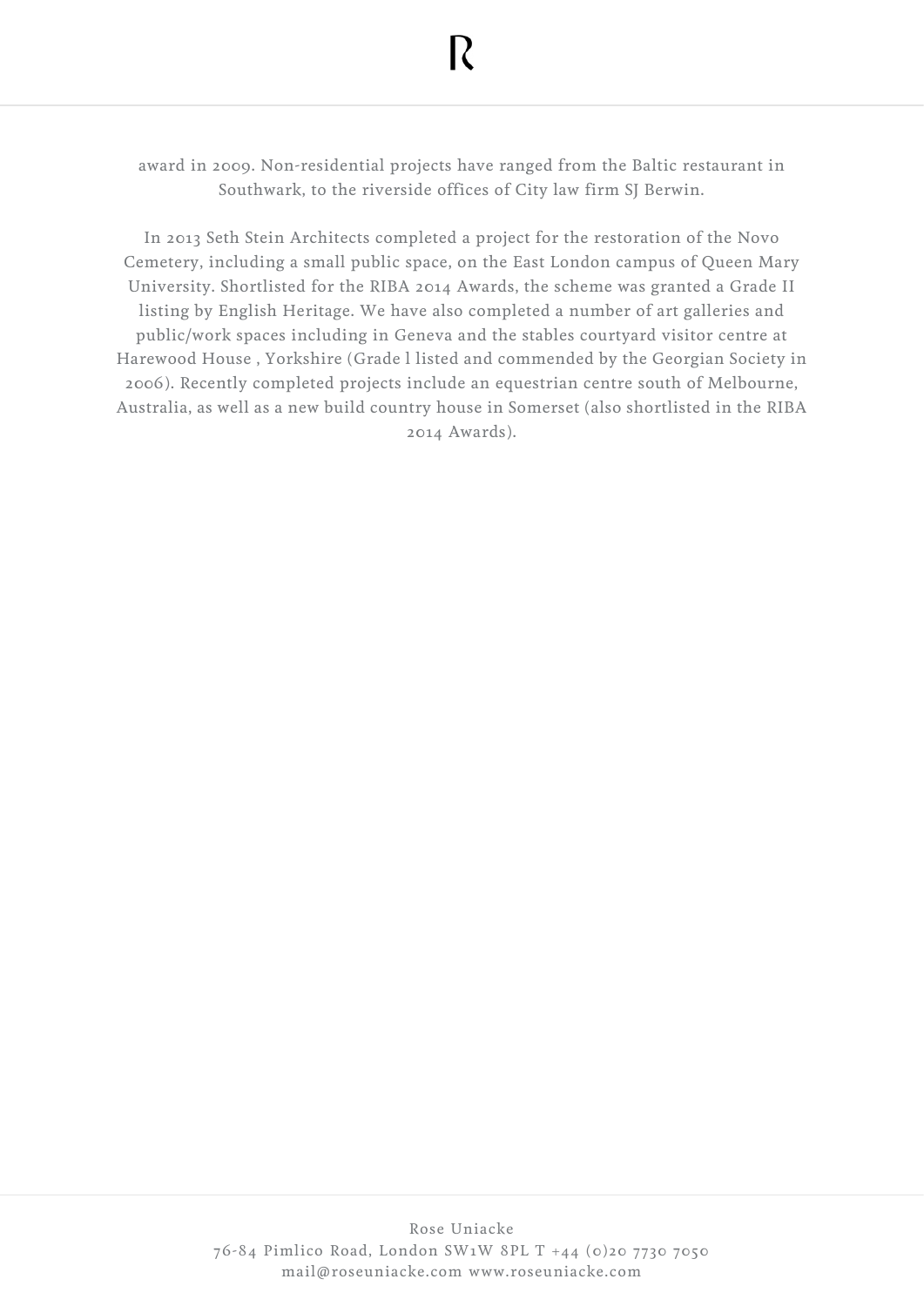award in 2009. Non-residential projects have ranged from the Baltic restaurant in Southwark, to the riverside offices of City law firm SJ Berwin.

In 2013 Seth Stein Architects completed a project for the restoration of the Novo Cemetery, including a small public space, on the East London campus of Queen Mary University. Shortlisted for the RIBA 2014 Awards, the scheme was granted a Grade II listing by English Heritage. We have also completed a number of art galleries and public/work spaces including in Geneva and the stables courtyard visitor centre at Harewood House , Yorkshire (Grade l listed and commended by the Georgian Society in 2006). Recently completed projects include an equestrian centre south of Melbourne, Australia, as well as a new build country house in Somerset (also shortlisted in the RIBA 2014 Awards).